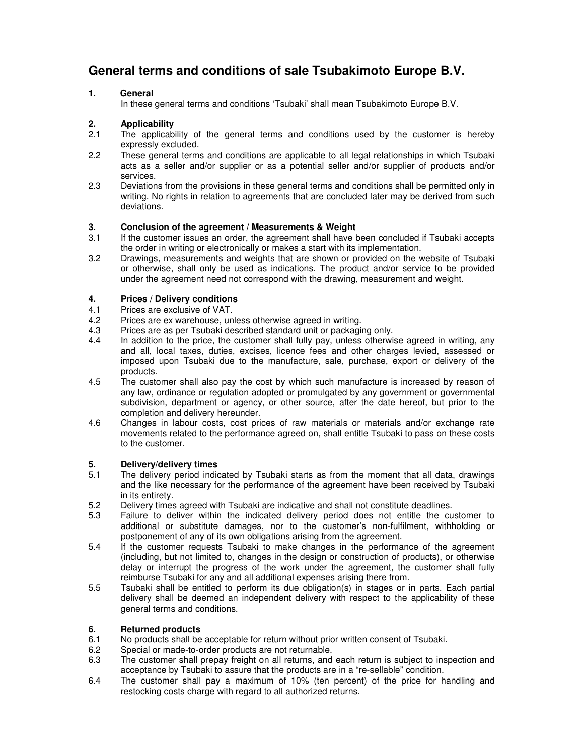# General terms and conditions of sale Tsubakimoto Europe B.V.

## 1. General

In these general terms and conditions 'Tsubaki' shall mean Tsubakimoto Europe B.V.

## 2. Applicability

2.1 The applicability of the general terms and conditions used by the customer is hereby expressly excluded.

2.2 These general terms and conditions are applicable to all legal relationships in which Tsubaki acts as a seller and/or supplier or as a potential seller and/or supplier of products and/or services.

2.3 Deviations from the provisions in these general terms and conditions shall be permitted only in writing. No rights in relation to agreements that are concluded later may be derived from such deviations.

## 3. Conclusion of the agreement / Measurements & Weight

3.1 If the customer issues an order, the agreement shall have been concluded if Tsubaki accepts the order in writing or electronically or makes a start with its implementation.

3.2 Drawings, measurements and weights that are shown or provided on the website of Tsubaki or otherwise, shall only be used as indications. The product and/or service to be provided under the agreement need not correspond with the drawing, measurement and weight.

## 4. Prices / Delivery conditions

4.1 Prices are exclusive of VAT.

4.2 Prices are ex warehouse, unless otherwise agreed in writing.

4.3 Prices are as per Tsubaki described standard unit or packaging only.

4.4 In addition to the price, the customer shall fully pay, unless otherwise agreed in writing, any and all, local taxes, duties, excises, licence fees and other charges levied, assessed or imposed upon Tsubaki due to the manufacture, sale, purchase, export or delivery of the products.

4.5 The customer shall also pay the cost by which such manufacture is increased by reason of any law, ordinance or regulation adopted or promulgated by any government or governmental subdivision, department or agency, or other source, after the date hereof, but prior to the completion and delivery hereunder.

4.6 Changes in labour costs, cost prices of raw materials or materials and/or exchange rate movements related to the performance agreed on, shall entitle Tsubaki to pass on these costs to the customer.

## 5. Delivery/delivery times

5.1 The delivery period indicated by Tsubaki starts as from the moment that all data, drawings and the like necessary for the performance of the agreement have been received by Tsubaki in its entirety.

5.2 Delivery times agreed with Tsubaki are indicative and shall not constitute deadlines.

5.3 Failure to deliver within the indicated delivery period does not entitle the customer to additional or substitute damages, nor to the customer's non-fulfilment, withholding or postponement of any of its own obligations arising from the agreement.

5.4 If the customer requests Tsubaki to make changes in the performance of the agreement (including, but not limited to, changes in the design or construction of products), or otherwise delay or interrupt the progress of the work under the agreement, the customer shall fully reimburse Tsubaki for any and all additional expenses arising there from.

5.5 Tsubaki shall be entitled to perform its due obligation(s) in stages or in parts. Each partial delivery shall be deemed an independent delivery with respect to the applicability of these general terms and conditions.

## 6. Returned products

6.1 No products shall be acceptable for return without prior written consent of Tsubaki.

6.2 Special or made-to-order products are not returnable.

6.3 The customer shall prepay freight on all returns, and each return is subject to inspection and acceptance by Tsubaki to assure that the products are in a "re-sellable" condition.

6.4 The customer shall pay a maximum of 10% (ten percent) of the price for handling and restocking costs charge with regard to all authorized returns.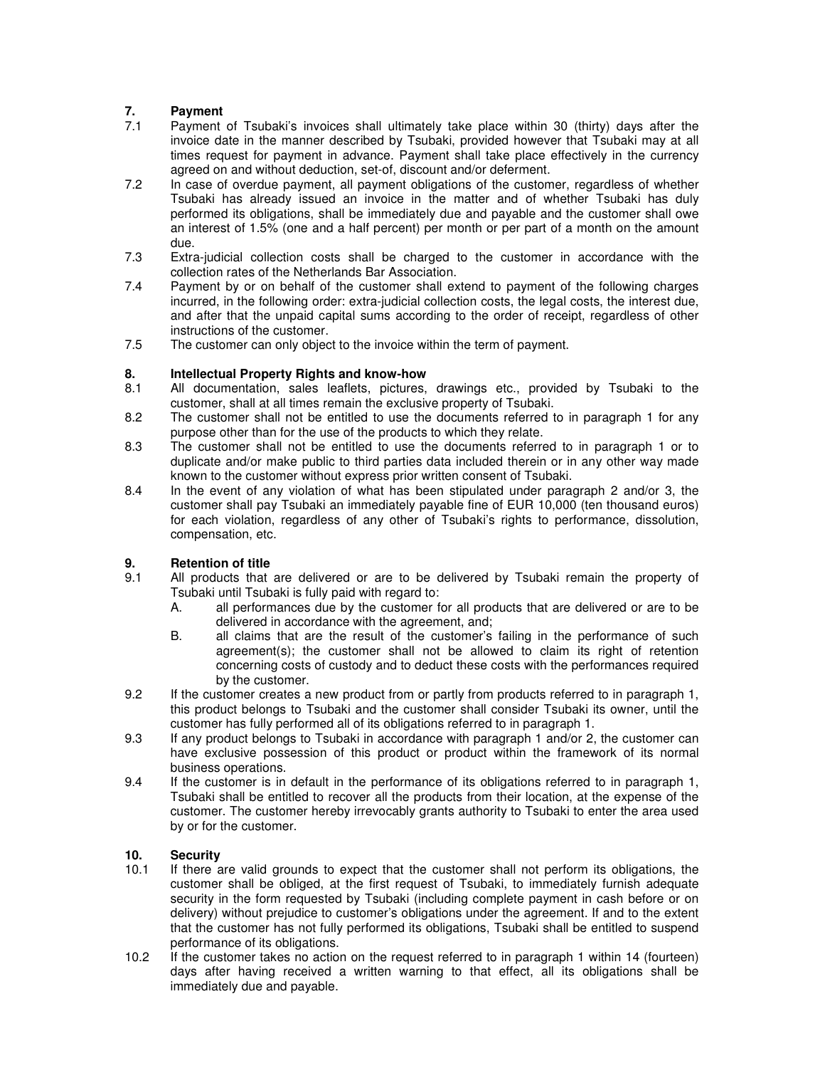## 7. Payment

7.1 Payment of Tsubaki's invoices shall ultimately take place within 30 (thirty) days after the invoice date in the manner described by Tsubaki, provided however that Tsubaki may at all times request for payment in advance. Payment shall take place effectively in the currency agreed on and without deduction, set-of, discount and/or deferment.

7.2 In case of overdue payment, all payment obligations of the customer, regardless of whether Tsubaki has already issued an invoice in the matter and of whether Tsubaki has duly performed its obligations, shall be immediately due and payable and the customer shall owe an interest of 1.5% (one and a half percent) per month or per part of a month on the amount due.

7.3 Extra-judicial collection costs shall be charged to the customer in accordance with the collection rates of the Netherlands Bar Association.

7.4 Payment by or on behalf of the customer shall extend to payment of the following charges incurred, in the following order: extra-judicial collection costs, the legal costs, the interest due, and after that the unpaid capital sums according to the order of receipt, regardless of other instructions of the customer.

7.5 The customer can only object to the invoice within the term of payment.

## 8. Intellectual Property Rights and know-how

8.1 All documentation, sales leaflets, pictures, drawings etc., provided by Tsubaki to the customer, shall at all times remain the exclusive property of Tsubaki.

8.2 The customer shall not be entitled to use the documents referred to in paragraph 1 for any purpose other than for the use of the products to which they relate.

8.3 The customer shall not be entitled to use the documents referred to in paragraph 1 or to duplicate and/or make public to third parties data included therein or in any other way made known to the customer without express prior written consent of Tsubaki.

8.4 In the event of any violation of what has been stipulated under paragraph 2 and/or 3, the customer shall pay Tsubaki an immediately payable fine of EUR 10,000 (ten thousand euros) for each violation, regardless of any other of Tsubaki's rights to performance, dissolution, compensation, etc.

## 9. Retention of title

9.1 All products that are delivered or are to be delivered by Tsubaki remain the property of Tsubaki until Tsubaki is fully paid with regard to:

A. all performances due by the customer for all products that are delivered or are to be delivered in accordance with the agreement, and;

B. all claims that are the result of the customer's failing in the performance of such agreement(s); the customer shall not be allowed to claim its right of retention concerning costs of custody and to deduct these costs with the performances required by the customer.

9.2 If the customer creates a new product from or partly from products referred to in paragraph 1, this product belongs to Tsubaki and the customer shall consider Tsubaki its owner, until the customer has fully performed all of its obligations referred to in paragraph 1.

9.3 If any product belongs to Tsubaki in accordance with paragraph 1 and/or 2, the customer can have exclusive possession of this product or product within the framework of its normal business operations.

9.4 If the customer is in default in the performance of its obligations referred to in paragraph 1, Tsubaki shall be entitled to recover all the products from their location, at the expense of the customer. The customer hereby irrevocably grants authority to Tsubaki to enter the area used by or for the customer.

## 10. Security

10.1 If there are valid grounds to expect that the customer shall not perform its obligations, the customer shall be obliged, at the first request of Tsubaki, to immediately furnish adequate security in the form requested by Tsubaki (including complete payment in cash before or on delivery) without prejudice to customer's obligations under the agreement. If and to the extent that the customer has not fully performed its obligations, Tsubaki shall be entitled to suspend performance of its obligations.

10.2 If the customer takes no action on the request referred to in paragraph 1 within 14 (fourteen) days after having received a written warning to that effect, all its obligations shall be immediately due and payable.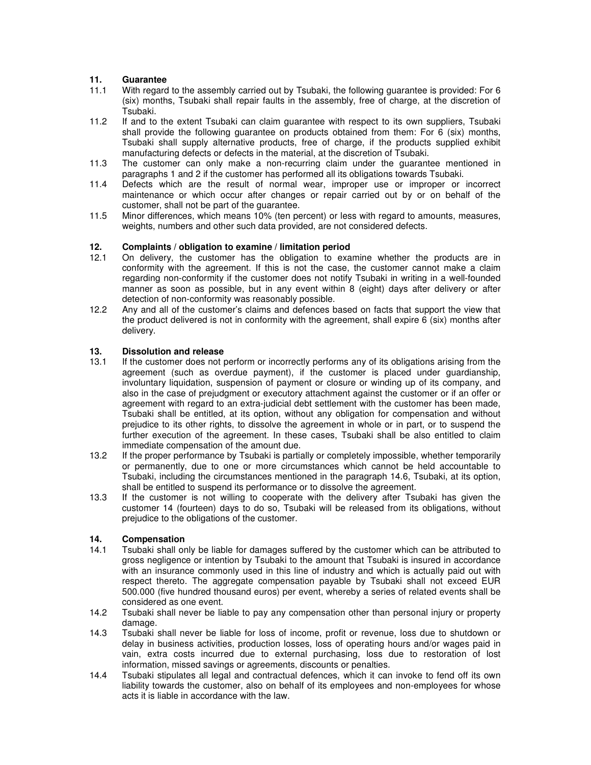## 11. Guarantee

11.1 With regard to the assembly carried out by Tsubaki, the following guarantee is provided: For 6 (six) months, Tsubaki shall repair faults in the assembly, free of charge, at the discretion of Tsubaki.

11.2 If and to the extent Tsubaki can claim guarantee with respect to its own suppliers, Tsubaki shall provide the following guarantee on products obtained from them: For 6 (six) months, Tsubaki shall supply alternative products, free of charge, if the products supplied exhibit manufacturing defects or defects in the material, at the discretion of Tsubaki.

11.3 The customer can only make a non-recurring claim under the guarantee mentioned in paragraphs 1 and 2 if the customer has performed all its obligations towards Tsubaki.

11.4 Defects which are the result of normal wear, improper use or improper or incorrect maintenance or which occur after changes or repair carried out by or on behalf of the customer, shall not be part of the guarantee.

11.5 Minor differences, which means 10% (ten percent) or less with regard to amounts, measures, weights, numbers and other such data provided, are not considered defects.

## 12. Complaints / obligation to examine / limitation period

12.1 On delivery, the customer has the obligation to examine whether the products are in conformity with the agreement. If this is not the case, the customer cannot make a claim regarding non-conformity if the customer does not notify Tsubaki in writing in a well-founded manner as soon as possible, but in any event within 8 (eight) days after delivery or after detection of non-conformity was reasonably possible.

12.2 Any and all of the customer's claims and defences based on facts that support the view that the product delivered is not in conformity with the agreement, shall expire 6 (six) months after delivery.

## 13. Dissolution and release

13.1 If the customer does not perform or incorrectly performs any of its obligations arising from the agreement (such as overdue payment), if the customer is placed under guardianship, involuntary liquidation, suspension of payment or closure or winding up of its company, and also in the case of prejudgment or executory attachment against the customer or if an offer or agreement with regard to an extra-judicial debt settlement with the customer has been made, Tsubaki shall be entitled, at its option, without any obligation for compensation and without prejudice to its other rights, to dissolve the agreement in whole or in part, or to suspend the further execution of the agreement. In these cases, Tsubaki shall be also entitled to claim immediate compensation of the amount due.

13.2 If the proper performance by Tsubaki is partially or completely impossible, whether temporarily or permanently, due to one or more circumstances which cannot be held accountable to Tsubaki, including the circumstances mentioned in the paragraph 14.6, Tsubaki, at its option, shall be entitled to suspend its performance or to dissolve the agreement.

13.3 If the customer is not willing to cooperate with the delivery after Tsubaki has given the customer 14 (fourteen) days to do so, Tsubaki will be released from its obligations, without prejudice to the obligations of the customer.

## 14. Compensation

14.1 Tsubaki shall only be liable for damages suffered by the customer which can be attributed to gross negligence or intention by Tsubaki to the amount that Tsubaki is insured in accordance with an insurance commonly used in this line of industry and which is actually paid out with respect thereto. The aggregate compensation payable by Tsubaki shall not exceed EUR 500.000 (five hundred thousand euros) per event, whereby a series of related events shall be considered as one event.

14.2 Tsubaki shall never be liable to pay any compensation other than personal injury or property damage.

14.3 Tsubaki shall never be liable for loss of income, profit or revenue, loss due to shutdown or delay in business activities, production losses, loss of operating hours and/or wages paid in vain, extra costs incurred due to external purchasing, loss due to restoration of lost information, missed savings or agreements, discounts or penalties.

14.4 Tsubaki stipulates all legal and contractual defences, which it can invoke to fend off its own liability towards the customer, also on behalf of its employees and non-employees for whose acts it is liable in accordance with the law.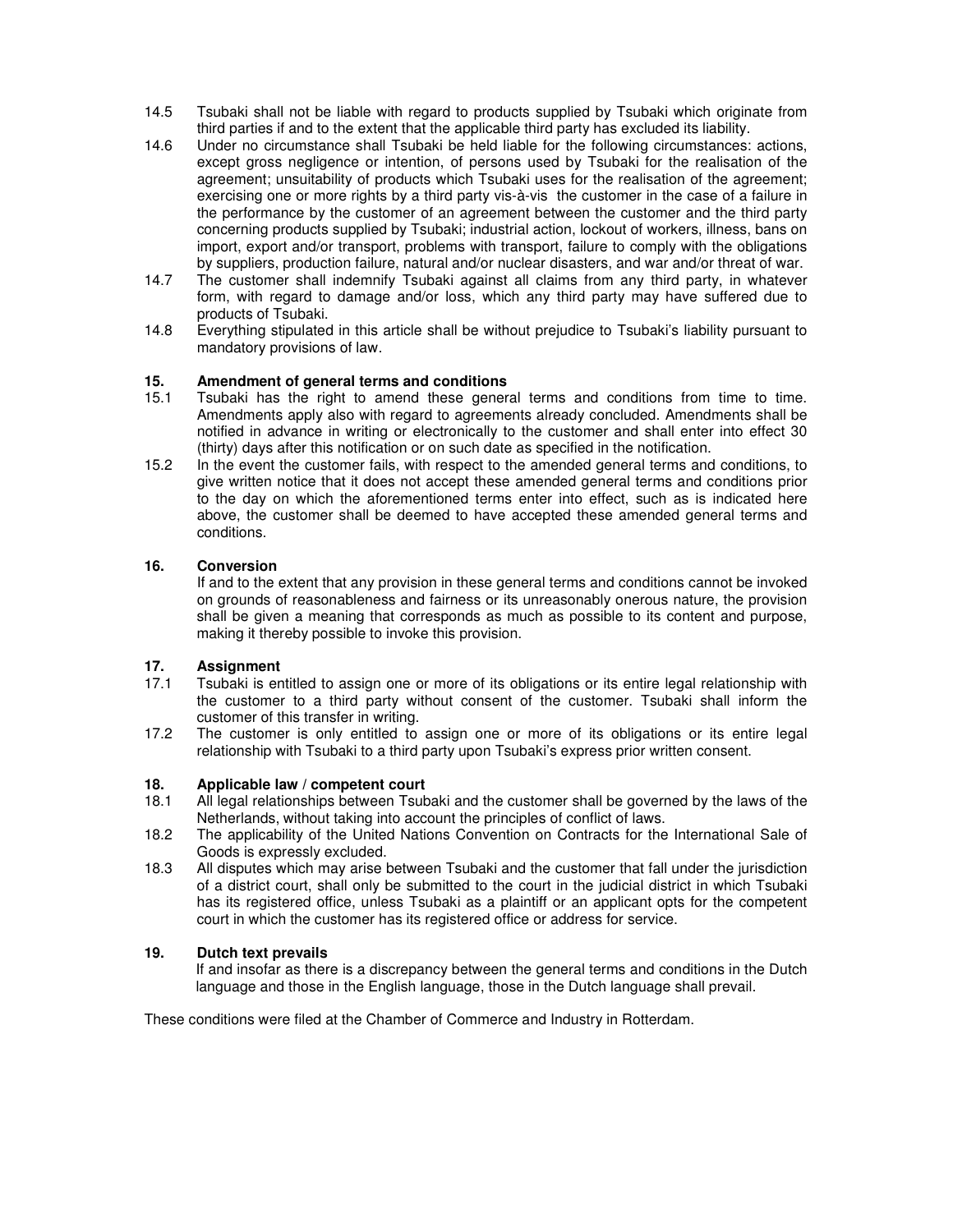14.5 Tsubaki shall not be liable with regard to products supplied by Tsubaki which originate from third parties if and to the extent that the applicable third party has excluded its liability.

14.6 Under no circumstance shall Tsubaki be held liable for the following circumstances: actions, except gross negligence or intention, of persons used by Tsubaki for the realisation of the agreement; unsuitability of products which Tsubaki uses for the realisation of the agreement; exercising one or more rights by a third party vis-à-vis the customer in the case of a failure in the performance by the customer of an agreement between the customer and the third party concerning products supplied by Tsubaki; industrial action, lockout of workers, illness, bans on import, export and/or transport, problems with transport, failure to comply with the obligations by suppliers, production failure, natural and/or nuclear disasters, and war and/or threat of war.

14.7 The customer shall indemnify Tsubaki against all claims from any third party, in whatever form, with regard to damage and/or loss, which any third party may have suffered due to products of Tsubaki.

14.8 Everything stipulated in this article shall be without prejudice to Tsubaki's liability pursuant to mandatory provisions of law.

## 15. Amendment of general terms and conditions

15.1 Tsubaki has the right to amend these general terms and conditions from time to time. Amendments apply also with regard to agreements already concluded. Amendments shall be notified in advance in writing or electronically to the customer and shall enter into effect 30 (thirty) days after this notification or on such date as specified in the notification.

15.2 In the event the customer fails, with respect to the amended general terms and conditions, to give written notice that it does not accept these amended general terms and conditions prior to the day on which the aforementioned terms enter into effect, such as is indicated here above, the customer shall be deemed to have accepted these amended general terms and conditions.

## 16. Conversion

If and to the extent that any provision in these general terms and conditions cannot be invoked on grounds of reasonableness and fairness or its unreasonably onerous nature, the provision shall be given a meaning that corresponds as much as possible to its content and purpose, making it thereby possible to invoke this provision.

## 17. Assignment

17.1 Tsubaki is entitled to assign one or more of its obligations or its entire legal relationship with the customer to a third party without consent of the customer. Tsubaki shall inform the customer of this transfer in writing.

17.2 The customer is only entitled to assign one or more of its obligations or its entire legal relationship with Tsubaki to a third party upon Tsubaki's express prior written consent.

## 18. Applicable law / competent court

18.1 All legal relationships between Tsubaki and the customer shall be governed by the laws of the Netherlands, without taking into account the principles of conflict of laws.

18.2 The applicability of the United Nations Convention on Contracts for the International Sale of Goods is expressly excluded.

18.3 All disputes which may arise between Tsubaki and the customer that fall under the jurisdiction of a district court, shall only be submitted to the court in the judicial district in which Tsubaki has its registered office, unless Tsubaki as a plaintiff or an applicant opts for the competent court in which the customer has its registered office or address for service.

## 19. Dutch text prevails

If and insofar as there is a discrepancy between the general terms and conditions in the Dutch language and those in the English language, those in the Dutch language shall prevail.

These conditions were filed at the Chamber of Commerce and Industry in Rotterdam.